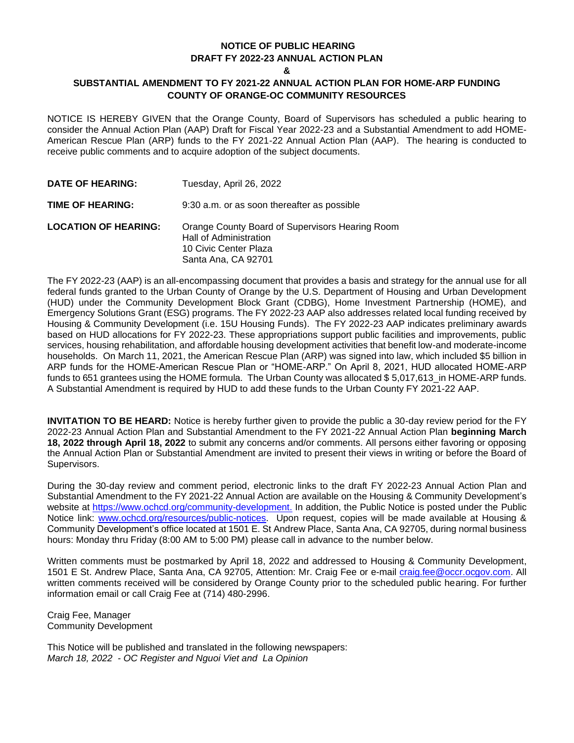# NOTICE OF PUBLIC HEARING
# DRAFT FY 2022-23 ANNUAL ACTION PLAN
# &
# SUBSTANTIAL AMENDMENT TO FY 2021-22 ANNUAL ACTION PLAN FOR HOME-ARP FUNDING
# COUNTY OF ORANGE-OC COMMUNITY RESOURCES

NOTICE IS HEREBY GIVEN that the Orange County, Board of Supervisors has scheduled a public hearing to consider the Annual Action Plan (AAP) Draft for Fiscal Year 2022-23 and a Substantial Amendment to add HOME-American Rescue Plan (ARP) funds to the FY 2021-22 Annual Action Plan (AAP). The hearing is conducted to receive public comments and to acquire adoption of the subject documents.

| | |
|---|---|
| **DATE OF HEARING:** | Tuesday, April 26, 2022 |
| **TIME OF HEARING:** | 9:30 a.m. or as soon thereafter as possible |
| **LOCATION OF HEARING:** | Orange County Board of Supervisors Hearing Room<br>Hall of Administration<br>10 Civic Center Plaza<br>Santa Ana, CA 92701 |

The FY 2022-23 (AAP) is an all-encompassing document that provides a basis and strategy for the annual use for all federal funds granted to the Urban County of Orange by the U.S. Department of Housing and Urban Development (HUD) under the Community Development Block Grant (CDBG), Home Investment Partnership (HOME), and Emergency Solutions Grant (ESG) programs. The FY 2022-23 AAP also addresses related local funding received by Housing & Community Development (i.e. 15U Housing Funds). The FY 2022-23 AAP indicates preliminary awards based on HUD allocations for FY 2022-23. These appropriations support public facilities and improvements, public services, housing rehabilitation, and affordable housing development activities that benefit low-and moderate-income households. On March 11, 2021, the American Rescue Plan (ARP) was signed into law, which included $5 billion in ARP funds for the HOME-American Rescue Plan or "HOME-ARP." On April 8, 2021, HUD allocated HOME-ARP funds to 651 grantees using the HOME formula. The Urban County was allocated $ 5,017,613_in HOME-ARP funds. A Substantial Amendment is required by HUD to add these funds to the Urban County FY 2021-22 AAP.

**INVITATION TO BE HEARD:** Notice is hereby further given to provide the public a 30-day review period for the FY 2022-23 Annual Action Plan and Substantial Amendment to the FY 2021-22 Annual Action Plan **beginning March 18, 2022 through April 18, 2022** to submit any concerns and/or comments. All persons either favoring or opposing the Annual Action Plan or Substantial Amendment are invited to present their views in writing or before the Board of Supervisors.

During the 30-day review and comment period, electronic links to the draft FY 2022-23 Annual Action Plan and Substantial Amendment to the FY 2021-22 Annual Action are available on the Housing & Community Development's website at https://www.ochcd.org/community-development. In addition, the Public Notice is posted under the Public Notice link: www.ochcd.org/resources/public-notices. Upon request, copies will be made available at Housing & Community Development's office located at 1501 E. St Andrew Place, Santa Ana, CA 92705, during normal business hours: Monday thru Friday (8:00 AM to 5:00 PM) please call in advance to the number below.

Written comments must be postmarked by April 18, 2022 and addressed to Housing & Community Development, 1501 E St. Andrew Place, Santa Ana, CA 92705, Attention: Mr. Craig Fee or e-mail craig.fee@occr.ocgov.com. All written comments received will be considered by Orange County prior to the scheduled public hearing. For further information email or call Craig Fee at (714) 480-2996.

Craig Fee, Manager
Community Development

This Notice will be published and translated in the following newspapers:
*March 18, 2022 - OC Register and Nguoi Viet and La Opinion*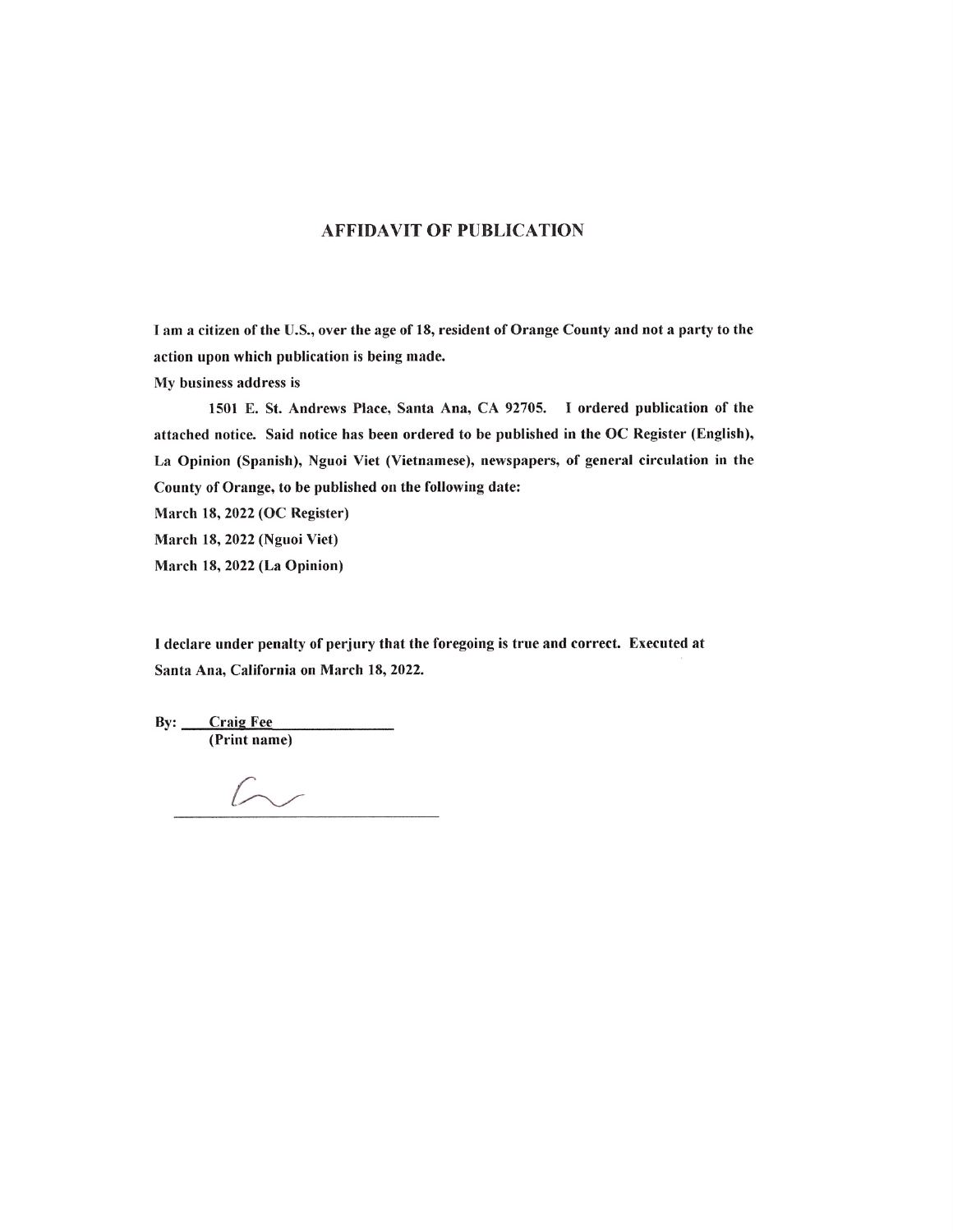# AFFIDAVIT OF PUBLICATION

**I am a citizen of the U.S., over the age of 18, resident of Orange County and not a party to the action upon which publication is being made.**

**My business address is**

**1501 E. St. Andrews Place, Santa Ana, CA 92705. I ordered publication of the attached notice. Said notice has been ordered to be published in the OC Register (English), La Opinion (Spanish), Nguoi Viet (Vietnamese), newspapers, of general circulation in the County of Orange, to be published on the following date:**

**March 18, 2022 (OC Register)**

**March 18, 2022 (Nguoi Viet)**

**March 18, 2022 (La Opinion)**

**I declare under penalty of perjury that the foregoing is true and correct. Executed at Santa Ana, California on March 18, 2022.**

**By:** Craig Fee
**(Print name)**

_______________________________